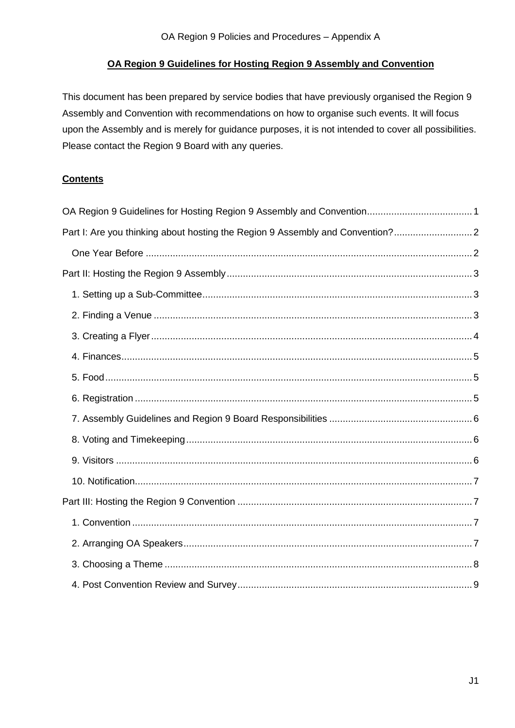# OA Region 9 Guidelines for Hosting Region 9 Assembly and Convention

This document has been prepared by service bodies that have previously organised the Region 9 Assembly and Convention with recommendations on how to organise such events. It will focus upon the Assembly and is merely for guidance purposes, it is not intended to cover all possibilities. Please contact the Region 9 Board with any queries.

## Contents

- OA Region 9 Guidelines for Hosting Region 9 Assembly and Convention ........ 1
- Part I: Are you thinking about hosting the Region 9 Assembly and Convention? ........ 2
  - One Year Before ........ 2
- Part II: Hosting the Region 9 Assembly ........ 3
  - 1. Setting up a Sub-Committee ........ 3
  - 2. Finding a Venue ........ 3
  - 3. Creating a Flyer ........ 4
  - 4. Finances ........ 5
  - 5. Food ........ 5
  - 6. Registration ........ 5
  - 7. Assembly Guidelines and Region 9 Board Responsibilities ........ 6
  - 8. Voting and Timekeeping ........ 6
  - 9. Visitors ........ 6
  - 10. Notification ........ 7
- Part III: Hosting the Region 9 Convention ........ 7
  - 1. Convention ........ 7
  - 2. Arranging OA Speakers ........ 7
  - 3. Choosing a Theme ........ 8
  - 4. Post Convention Review and Survey ........ 9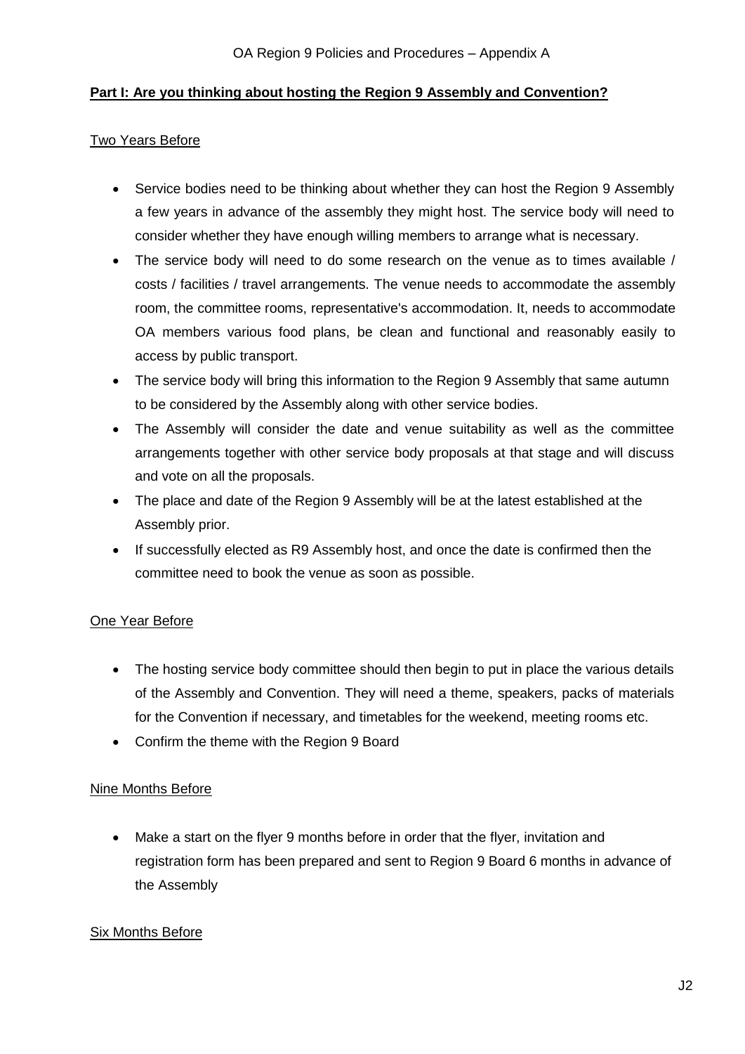**Part I: Are you thinking about hosting the Region 9 Assembly and Convention?**

Two Years Before

- Service bodies need to be thinking about whether they can host the Region 9 Assembly a few years in advance of the assembly they might host. The service body will need to consider whether they have enough willing members to arrange what is necessary.
- The service body will need to do some research on the venue as to times available / costs / facilities / travel arrangements. The venue needs to accommodate the assembly room, the committee rooms, representative's accommodation. It, needs to accommodate OA members various food plans, be clean and functional and reasonably easily to access by public transport.
- The service body will bring this information to the Region 9 Assembly that same autumn to be considered by the Assembly along with other service bodies.
- The Assembly will consider the date and venue suitability as well as the committee arrangements together with other service body proposals at that stage and will discuss and vote on all the proposals.
- The place and date of the Region 9 Assembly will be at the latest established at the Assembly prior.
- If successfully elected as R9 Assembly host, and once the date is confirmed then the committee need to book the venue as soon as possible.

One Year Before

- The hosting service body committee should then begin to put in place the various details of the Assembly and Convention. They will need a theme, speakers, packs of materials for the Convention if necessary, and timetables for the weekend, meeting rooms etc.
- Confirm the theme with the Region 9 Board

Nine Months Before

- Make a start on the flyer 9 months before in order that the flyer, invitation and registration form has been prepared and sent to Region 9 Board 6 months in advance of the Assembly

Six Months Before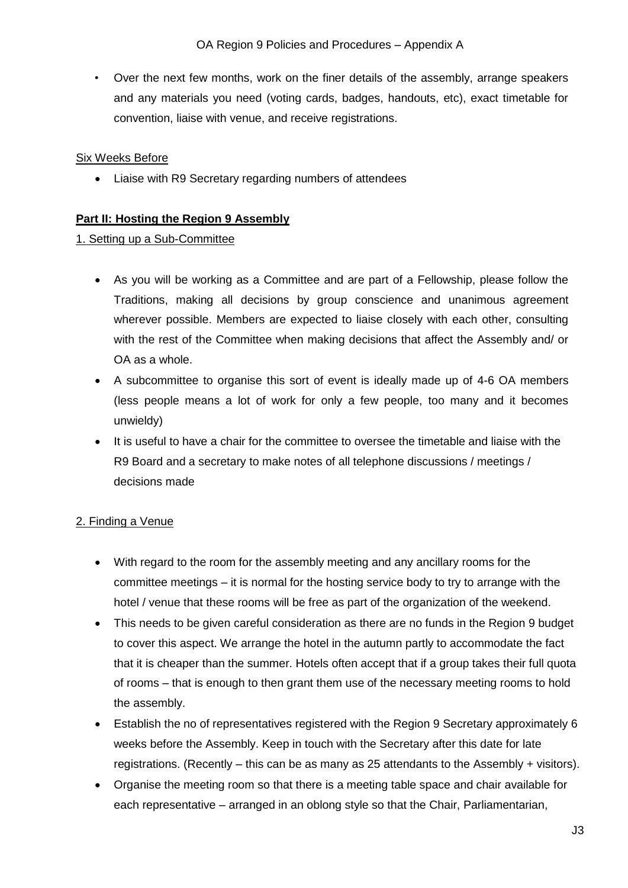- Over the next few months, work on the finer details of the assembly, arrange speakers and any materials you need (voting cards, badges, handouts, etc), exact timetable for convention, liaise with venue, and receive registrations.

Six Weeks Before

- Liaise with R9 Secretary regarding numbers of attendees

**Part II: Hosting the Region 9 Assembly**

1. Setting up a Sub-Committee

- As you will be working as a Committee and are part of a Fellowship, please follow the Traditions, making all decisions by group conscience and unanimous agreement wherever possible. Members are expected to liaise closely with each other, consulting with the rest of the Committee when making decisions that affect the Assembly and/ or OA as a whole.
- A subcommittee to organise this sort of event is ideally made up of 4-6 OA members (less people means a lot of work for only a few people, too many and it becomes unwieldy)
- It is useful to have a chair for the committee to oversee the timetable and liaise with the R9 Board and a secretary to make notes of all telephone discussions / meetings / decisions made

2. Finding a Venue

- With regard to the room for the assembly meeting and any ancillary rooms for the committee meetings – it is normal for the hosting service body to try to arrange with the hotel / venue that these rooms will be free as part of the organization of the weekend.
- This needs to be given careful consideration as there are no funds in the Region 9 budget to cover this aspect. We arrange the hotel in the autumn partly to accommodate the fact that it is cheaper than the summer. Hotels often accept that if a group takes their full quota of rooms – that is enough to then grant them use of the necessary meeting rooms to hold the assembly.
- Establish the no of representatives registered with the Region 9 Secretary approximately 6 weeks before the Assembly. Keep in touch with the Secretary after this date for late registrations. (Recently – this can be as many as 25 attendants to the Assembly + visitors).
- Organise the meeting room so that there is a meeting table space and chair available for each representative – arranged in an oblong style so that the Chair, Parliamentarian,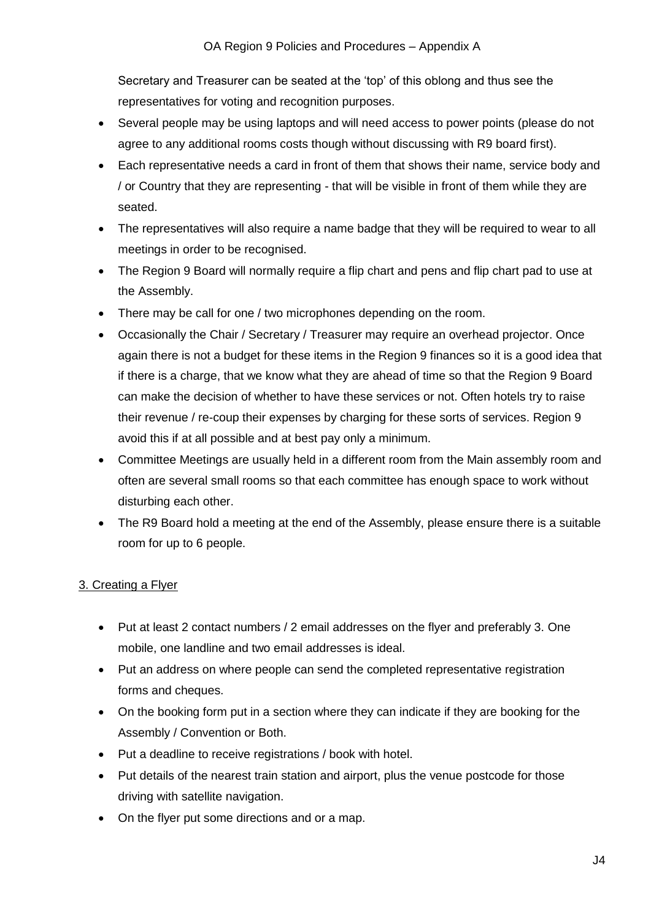Secretary and Treasurer can be seated at the 'top' of this oblong and thus see the representatives for voting and recognition purposes.

- Several people may be using laptops and will need access to power points (please do not agree to any additional rooms costs though without discussing with R9 board first).
- Each representative needs a card in front of them that shows their name, service body and / or Country that they are representing - that will be visible in front of them while they are seated.
- The representatives will also require a name badge that they will be required to wear to all meetings in order to be recognised.
- The Region 9 Board will normally require a flip chart and pens and flip chart pad to use at the Assembly.
- There may be call for one / two microphones depending on the room.
- Occasionally the Chair / Secretary / Treasurer may require an overhead projector. Once again there is not a budget for these items in the Region 9 finances so it is a good idea that if there is a charge, that we know what they are ahead of time so that the Region 9 Board can make the decision of whether to have these services or not. Often hotels try to raise their revenue / re-coup their expenses by charging for these sorts of services. Region 9 avoid this if at all possible and at best pay only a minimum.
- Committee Meetings are usually held in a different room from the Main assembly room and often are several small rooms so that each committee has enough space to work without disturbing each other.
- The R9 Board hold a meeting at the end of the Assembly, please ensure there is a suitable room for up to 6 people.

## 3. Creating a Flyer

- Put at least 2 contact numbers / 2 email addresses on the flyer and preferably 3. One mobile, one landline and two email addresses is ideal.
- Put an address on where people can send the completed representative registration forms and cheques.
- On the booking form put in a section where they can indicate if they are booking for the Assembly / Convention or Both.
- Put a deadline to receive registrations / book with hotel.
- Put details of the nearest train station and airport, plus the venue postcode for those driving with satellite navigation.
- On the flyer put some directions and or a map.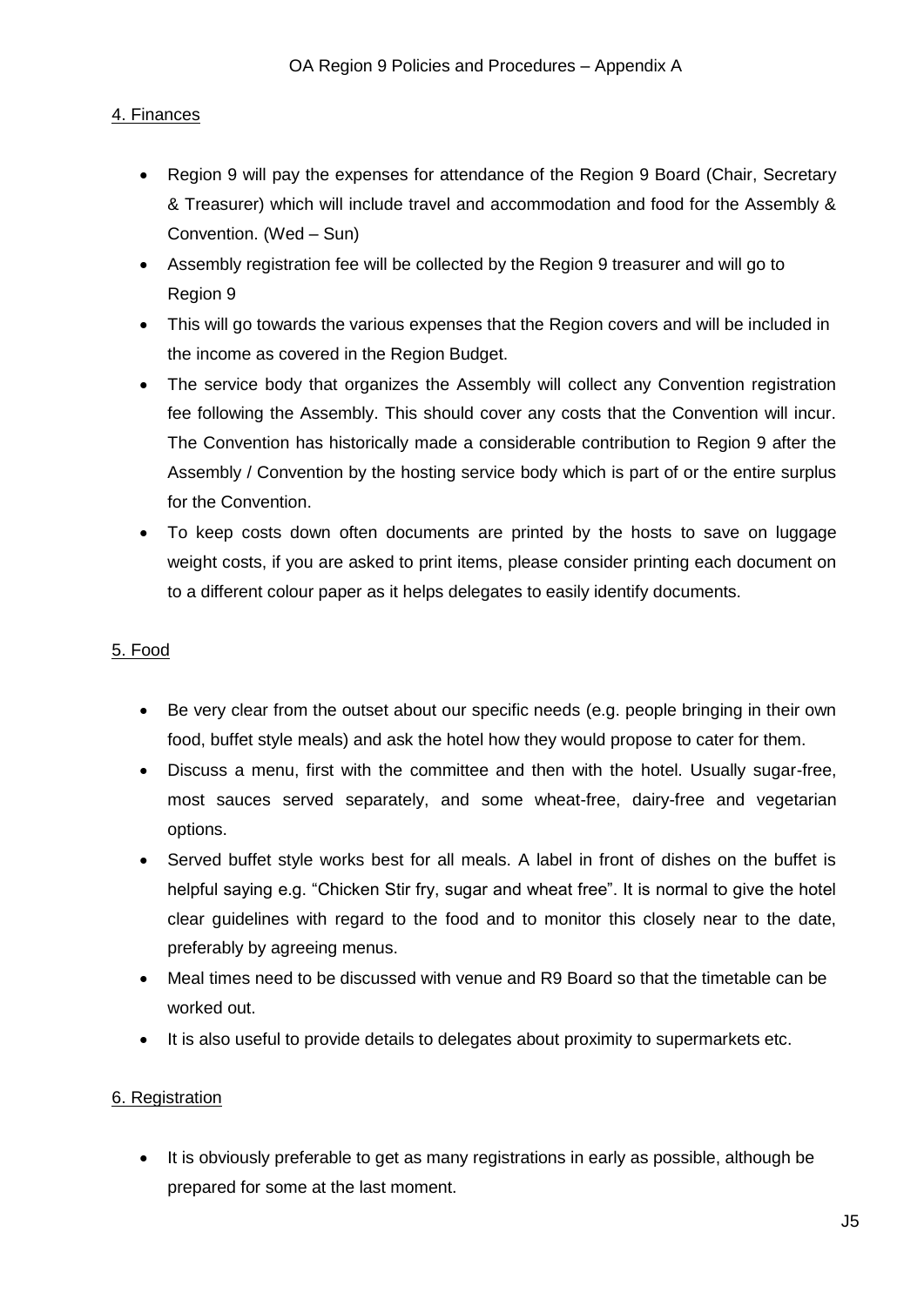## 4. Finances

- Region 9 will pay the expenses for attendance of the Region 9 Board (Chair, Secretary & Treasurer) which will include travel and accommodation and food for the Assembly & Convention. (Wed – Sun)
- Assembly registration fee will be collected by the Region 9 treasurer and will go to Region 9
- This will go towards the various expenses that the Region covers and will be included in the income as covered in the Region Budget.
- The service body that organizes the Assembly will collect any Convention registration fee following the Assembly. This should cover any costs that the Convention will incur. The Convention has historically made a considerable contribution to Region 9 after the Assembly / Convention by the hosting service body which is part of or the entire surplus for the Convention.
- To keep costs down often documents are printed by the hosts to save on luggage weight costs, if you are asked to print items, please consider printing each document on to a different colour paper as it helps delegates to easily identify documents.

## 5. Food

- Be very clear from the outset about our specific needs (e.g. people bringing in their own food, buffet style meals) and ask the hotel how they would propose to cater for them.
- Discuss a menu, first with the committee and then with the hotel. Usually sugar-free, most sauces served separately, and some wheat-free, dairy-free and vegetarian options.
- Served buffet style works best for all meals. A label in front of dishes on the buffet is helpful saying e.g. "Chicken Stir fry, sugar and wheat free". It is normal to give the hotel clear guidelines with regard to the food and to monitor this closely near to the date, preferably by agreeing menus.
- Meal times need to be discussed with venue and R9 Board so that the timetable can be worked out.
- It is also useful to provide details to delegates about proximity to supermarkets etc.

## 6. Registration

- It is obviously preferable to get as many registrations in early as possible, although be prepared for some at the last moment.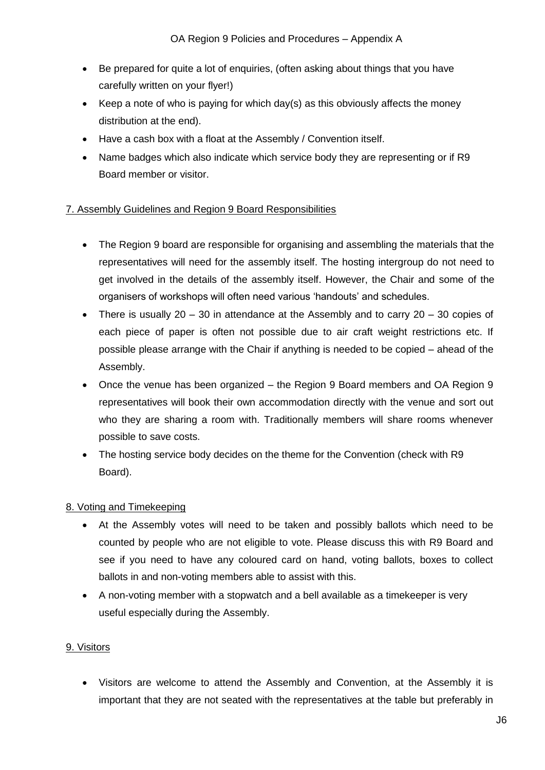- Be prepared for quite a lot of enquiries, (often asking about things that you have carefully written on your flyer!)
- Keep a note of who is paying for which day(s) as this obviously affects the money distribution at the end).
- Have a cash box with a float at the Assembly / Convention itself.
- Name badges which also indicate which service body they are representing or if R9 Board member or visitor.

## 7. Assembly Guidelines and Region 9 Board Responsibilities

- The Region 9 board are responsible for organising and assembling the materials that the representatives will need for the assembly itself. The hosting intergroup do not need to get involved in the details of the assembly itself. However, the Chair and some of the organisers of workshops will often need various 'handouts' and schedules.
- There is usually 20 – 30 in attendance at the Assembly and to carry 20 – 30 copies of each piece of paper is often not possible due to air craft weight restrictions etc. If possible please arrange with the Chair if anything is needed to be copied – ahead of the Assembly.
- Once the venue has been organized – the Region 9 Board members and OA Region 9 representatives will book their own accommodation directly with the venue and sort out who they are sharing a room with. Traditionally members will share rooms whenever possible to save costs.
- The hosting service body decides on the theme for the Convention (check with R9 Board).

## 8. Voting and Timekeeping

- At the Assembly votes will need to be taken and possibly ballots which need to be counted by people who are not eligible to vote. Please discuss this with R9 Board and see if you need to have any coloured card on hand, voting ballots, boxes to collect ballots in and non-voting members able to assist with this.
- A non-voting member with a stopwatch and a bell available as a timekeeper is very useful especially during the Assembly.

## 9. Visitors

- Visitors are welcome to attend the Assembly and Convention, at the Assembly it is important that they are not seated with the representatives at the table but preferably in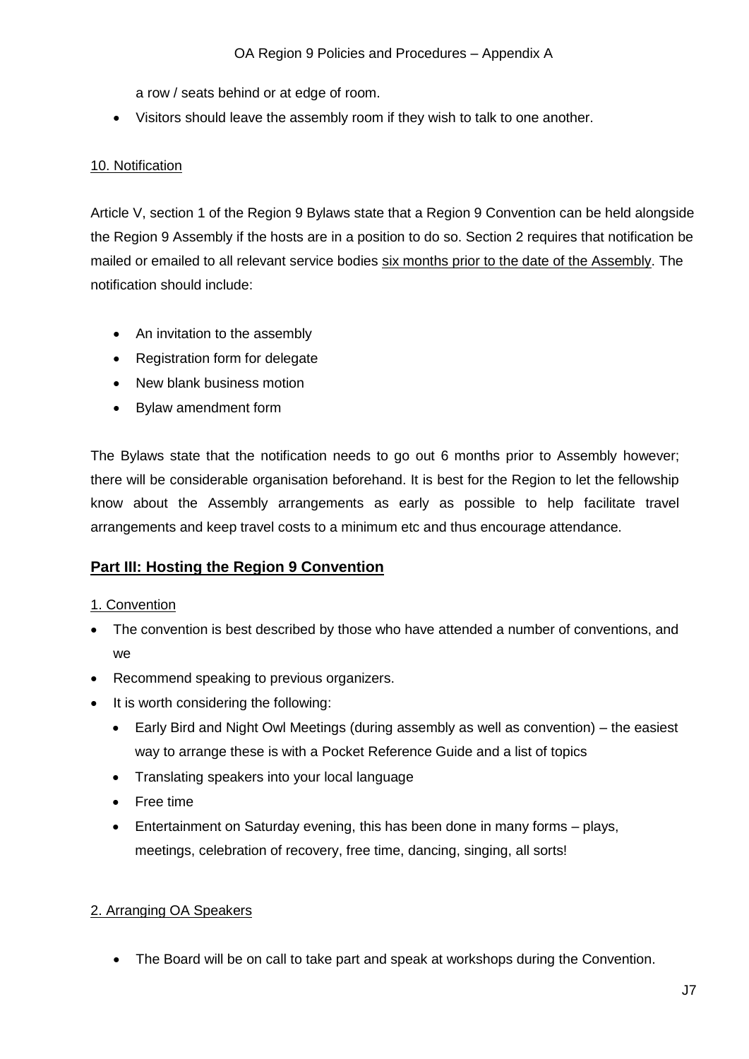a row / seats behind or at edge of room.

- Visitors should leave the assembly room if they wish to talk to one another.

10. Notification

Article V, section 1 of the Region 9 Bylaws state that a Region 9 Convention can be held alongside the Region 9 Assembly if the hosts are in a position to do so. Section 2 requires that notification be mailed or emailed to all relevant service bodies six months prior to the date of the Assembly. The notification should include:

- An invitation to the assembly
- Registration form for delegate
- New blank business motion
- Bylaw amendment form

The Bylaws state that the notification needs to go out 6 months prior to Assembly however; there will be considerable organisation beforehand. It is best for the Region to let the fellowship know about the Assembly arrangements as early as possible to help facilitate travel arrangements and keep travel costs to a minimum etc and thus encourage attendance.

## Part III: Hosting the Region 9 Convention

1. Convention

- The convention is best described by those who have attended a number of conventions, and we
- Recommend speaking to previous organizers.
- It is worth considering the following:
  - Early Bird and Night Owl Meetings (during assembly as well as convention) – the easiest way to arrange these is with a Pocket Reference Guide and a list of topics
  - Translating speakers into your local language
  - Free time
  - Entertainment on Saturday evening, this has been done in many forms – plays, meetings, celebration of recovery, free time, dancing, singing, all sorts!

2. Arranging OA Speakers

- The Board will be on call to take part and speak at workshops during the Convention.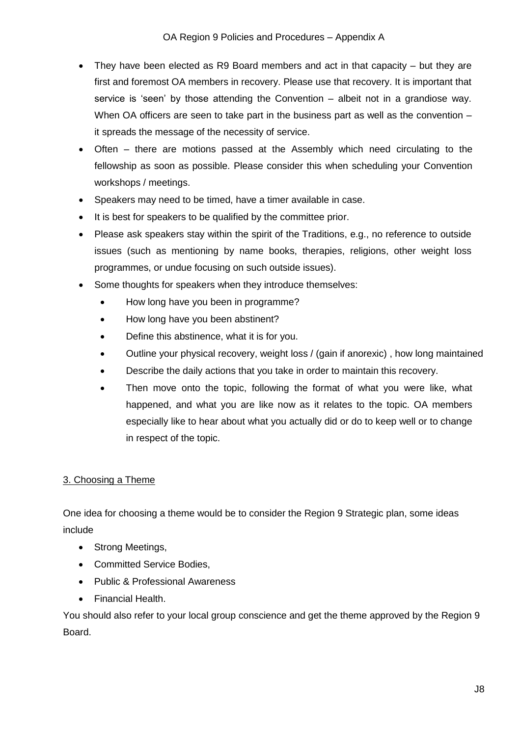- They have been elected as R9 Board members and act in that capacity – but they are first and foremost OA members in recovery. Please use that recovery. It is important that service is 'seen' by those attending the Convention – albeit not in a grandiose way. When OA officers are seen to take part in the business part as well as the convention – it spreads the message of the necessity of service.
- Often – there are motions passed at the Assembly which need circulating to the fellowship as soon as possible. Please consider this when scheduling your Convention workshops / meetings.
- Speakers may need to be timed, have a timer available in case.
- It is best for speakers to be qualified by the committee prior.
- Please ask speakers stay within the spirit of the Traditions, e.g., no reference to outside issues (such as mentioning by name books, therapies, religions, other weight loss programmes, or undue focusing on such outside issues).
- Some thoughts for speakers when they introduce themselves:
  - How long have you been in programme?
  - How long have you been abstinent?
  - Define this abstinence, what it is for you.
  - Outline your physical recovery, weight loss / (gain if anorexic) , how long maintained
  - Describe the daily actions that you take in order to maintain this recovery.
  - Then move onto the topic, following the format of what you were like, what happened, and what you are like now as it relates to the topic. OA members especially like to hear about what you actually did or do to keep well or to change in respect of the topic.

## 3. Choosing a Theme

One idea for choosing a theme would be to consider the Region 9 Strategic plan, some ideas include

- Strong Meetings,
- Committed Service Bodies,
- Public & Professional Awareness
- Financial Health.

You should also refer to your local group conscience and get the theme approved by the Region 9 Board.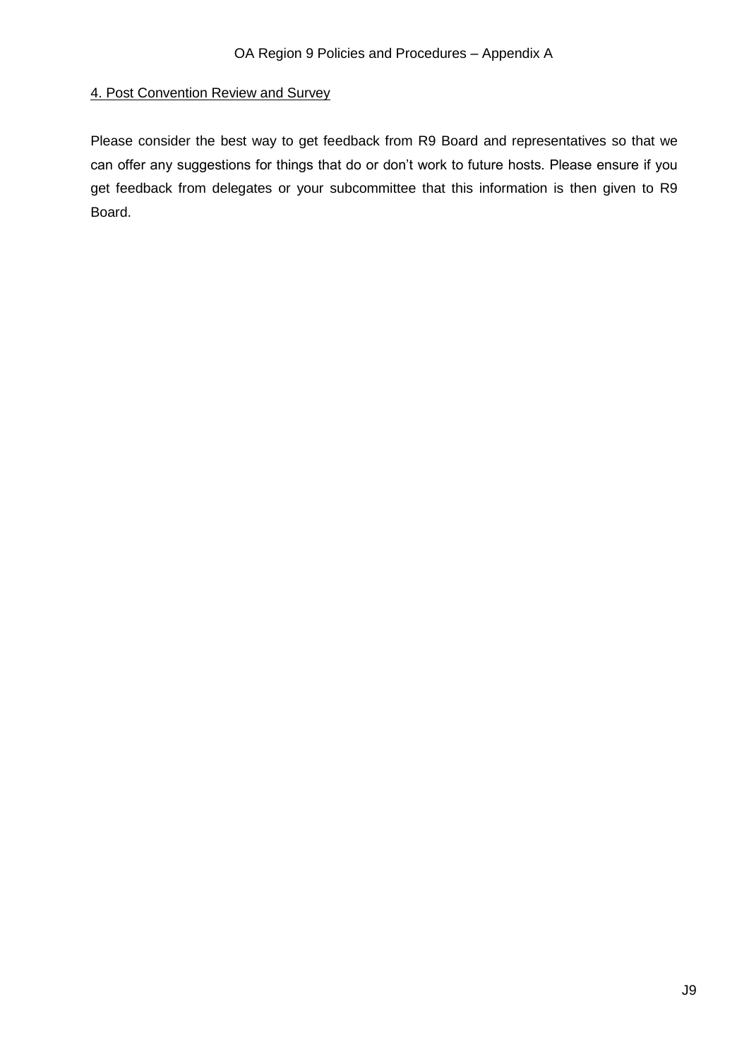## 4. Post Convention Review and Survey

Please consider the best way to get feedback from R9 Board and representatives so that we can offer any suggestions for things that do or don't work to future hosts. Please ensure if you get feedback from delegates or your subcommittee that this information is then given to R9 Board.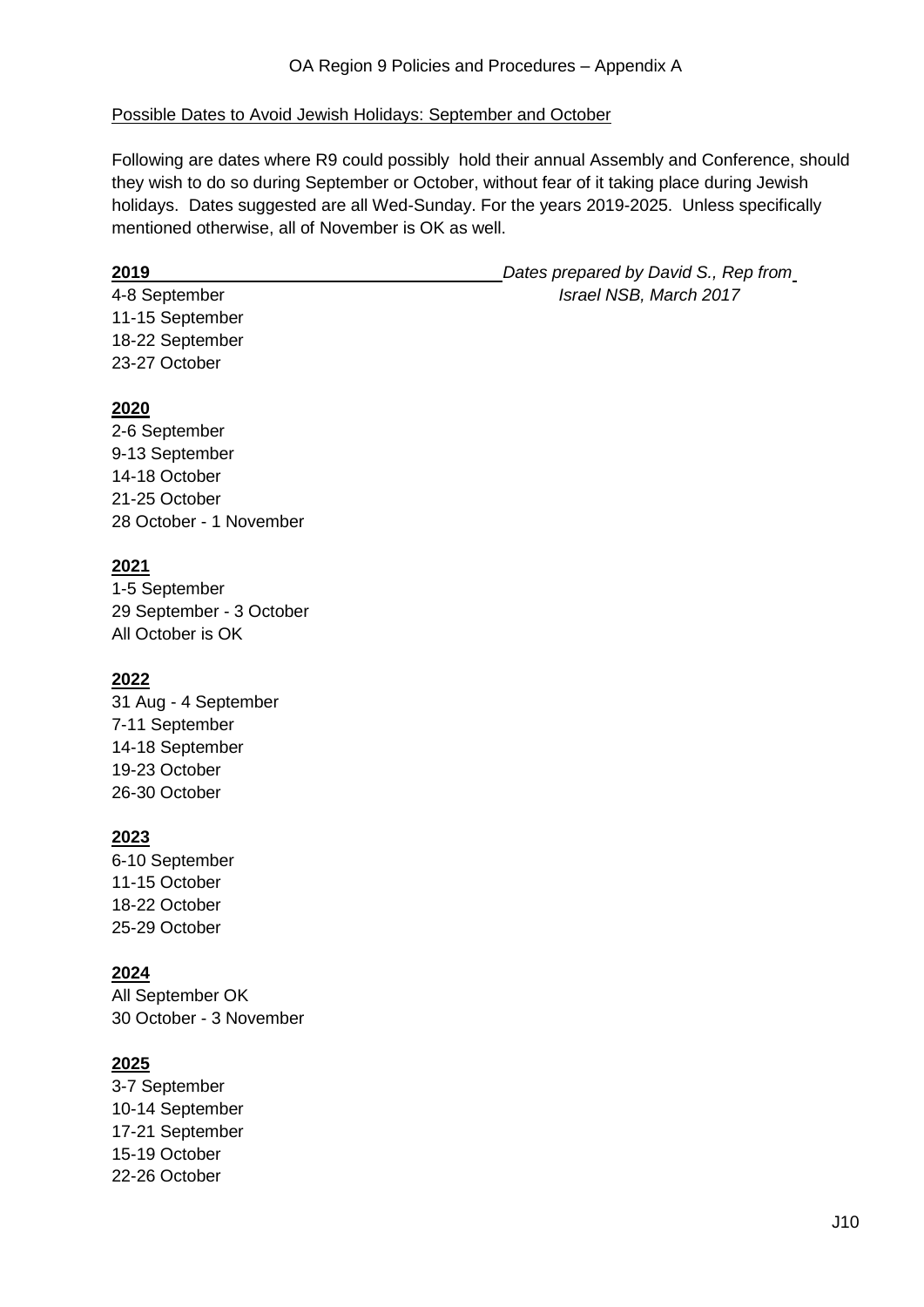OA Region 9 Policies and Procedures – Appendix A

Possible Dates to Avoid Jewish Holidays: September and October

Following are dates where R9 could possibly hold their annual Assembly and Conference, should they wish to do so during September or October, without fear of it taking place during Jewish holidays. Dates suggested are all Wed-Sunday. For the years 2019-2025. Unless specifically mentioned otherwise, all of November is OK as well.

*Dates prepared by David S., Rep from Israel NSB, March 2017*

**2019**

4-8 September
11-15 September
18-22 September
23-27 October

**2020**

2-6 September
9-13 September
14-18 October
21-25 October
28 October - 1 November

**2021**

1-5 September
29 September - 3 October
All October is OK

**2022**

31 Aug - 4 September
7-11 September
14-18 September
19-23 October
26-30 October

**2023**

6-10 September
11-15 October
18-22 October
25-29 October

**2024**

All September OK
30 October - 3 November

**2025**

3-7 September
10-14 September
17-21 September
15-19 October
22-26 October